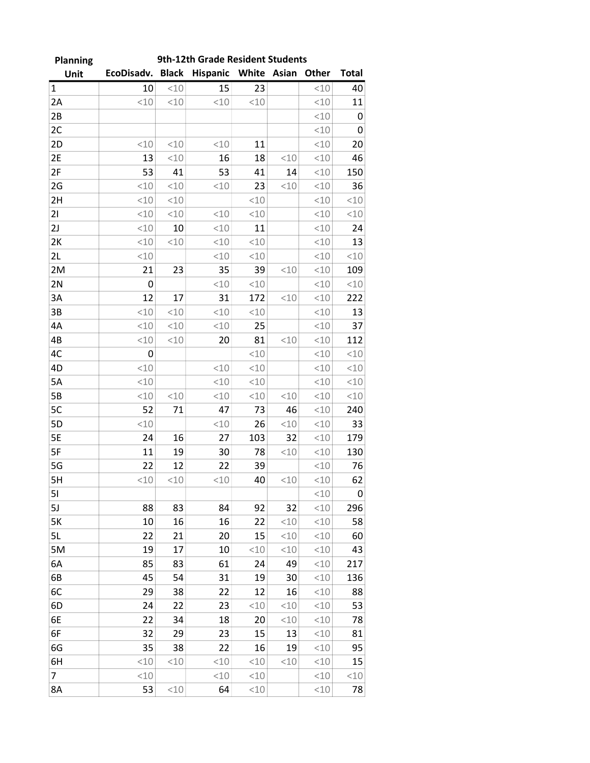| Planning Unit | 9th-12th Grade Resident Students | | | | | | |
|---|---|---|---|---|---|---|---|
| | EcoDisadv. | Black | Hispanic | White | Asian | Other | Total |
| 1 | 10 | <10 | 15 | 23 | | <10 | 40 |
| 2A | <10 | <10 | <10 | <10 | | <10 | 11 |
| 2B | | | | | | <10 | 0 |
| 2C | | | | | | <10 | 0 |
| 2D | <10 | <10 | <10 | 11 | | <10 | 20 |
| 2E | 13 | <10 | 16 | 18 | <10 | <10 | 46 |
| 2F | 53 | 41 | 53 | 41 | 14 | <10 | 150 |
| 2G | <10 | <10 | <10 | 23 | <10 | <10 | 36 |
| 2H | <10 | <10 | | <10 | | <10 | <10 |
| 2I | <10 | <10 | <10 | <10 | | <10 | <10 |
| 2J | <10 | 10 | <10 | 11 | | <10 | 24 |
| 2K | <10 | <10 | <10 | <10 | | <10 | 13 |
| 2L | <10 | | <10 | <10 | | <10 | <10 |
| 2M | 21 | 23 | 35 | 39 | <10 | <10 | 109 |
| 2N | 0 | | <10 | <10 | | <10 | <10 |
| 3A | 12 | 17 | 31 | 172 | <10 | <10 | 222 |
| 3B | <10 | <10 | <10 | <10 | | <10 | 13 |
| 4A | <10 | <10 | <10 | 25 | | <10 | 37 |
| 4B | <10 | <10 | 20 | 81 | <10 | <10 | 112 |
| 4C | 0 | | | <10 | | <10 | <10 |
| 4D | <10 | | <10 | <10 | | <10 | <10 |
| 5A | <10 | | <10 | <10 | | <10 | <10 |
| 5B | <10 | <10 | <10 | <10 | <10 | <10 | <10 |
| 5C | 52 | 71 | 47 | 73 | 46 | <10 | 240 |
| 5D | <10 | | <10 | 26 | <10 | <10 | 33 |
| 5E | 24 | 16 | 27 | 103 | 32 | <10 | 179 |
| 5F | 11 | 19 | 30 | 78 | <10 | <10 | 130 |
| 5G | 22 | 12 | 22 | 39 | | <10 | 76 |
| 5H | <10 | <10 | <10 | 40 | <10 | <10 | 62 |
| 5I | | | | | | <10 | 0 |
| 5J | 88 | 83 | 84 | 92 | 32 | <10 | 296 |
| 5K | 10 | 16 | 16 | 22 | <10 | <10 | 58 |
| 5L | 22 | 21 | 20 | 15 | <10 | <10 | 60 |
| 5M | 19 | 17 | 10 | <10 | <10 | <10 | 43 |
| 6A | 85 | 83 | 61 | 24 | 49 | <10 | 217 |
| 6B | 45 | 54 | 31 | 19 | 30 | <10 | 136 |
| 6C | 29 | 38 | 22 | 12 | 16 | <10 | 88 |
| 6D | 24 | 22 | 23 | <10 | <10 | <10 | 53 |
| 6E | 22 | 34 | 18 | 20 | <10 | <10 | 78 |
| 6F | 32 | 29 | 23 | 15 | 13 | <10 | 81 |
| 6G | 35 | 38 | 22 | 16 | 19 | <10 | 95 |
| 6H | <10 | <10 | <10 | <10 | <10 | <10 | 15 |
| 7 | <10 | | <10 | <10 | | <10 | <10 |
| 8A | 53 | <10 | 64 | <10 | | <10 | 78 |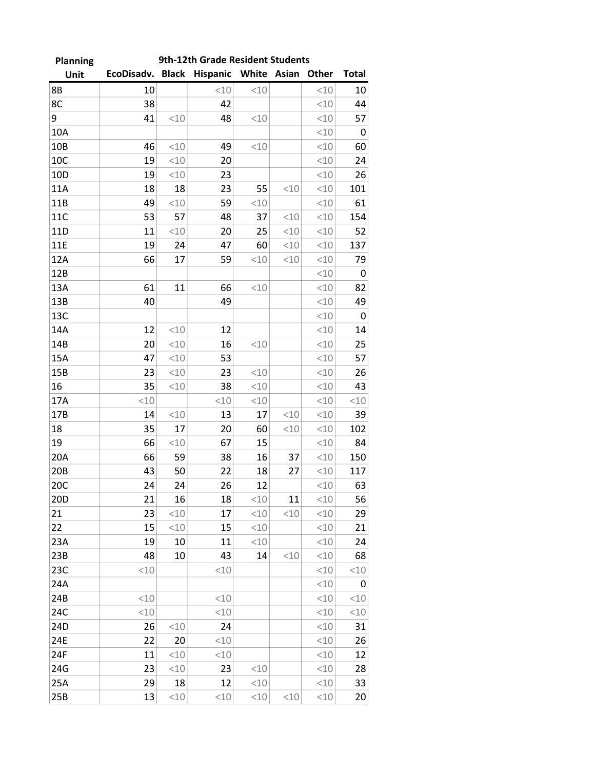| Planning Unit | 9th-12th Grade Resident Students | | | | | | |
|---|---|---|---|---|---|---|---|
| | EcoDisadv. | Black | Hispanic | White | Asian | Other | Total |
| 8B | 10 | | <10 | <10 | | <10 | 10 |
| 8C | 38 | | 42 | | | <10 | 44 |
| 9 | 41 | <10 | 48 | <10 | | <10 | 57 |
| 10A | | | | | | <10 | 0 |
| 10B | 46 | <10 | 49 | <10 | | <10 | 60 |
| 10C | 19 | <10 | 20 | | | <10 | 24 |
| 10D | 19 | <10 | 23 | | | <10 | 26 |
| 11A | 18 | 18 | 23 | 55 | <10 | <10 | 101 |
| 11B | 49 | <10 | 59 | <10 | | <10 | 61 |
| 11C | 53 | 57 | 48 | 37 | <10 | <10 | 154 |
| 11D | 11 | <10 | 20 | 25 | <10 | <10 | 52 |
| 11E | 19 | 24 | 47 | 60 | <10 | <10 | 137 |
| 12A | 66 | 17 | 59 | <10 | <10 | <10 | 79 |
| 12B | | | | | | <10 | 0 |
| 13A | 61 | 11 | 66 | <10 | | <10 | 82 |
| 13B | 40 | | 49 | | | <10 | 49 |
| 13C | | | | | | <10 | 0 |
| 14A | 12 | <10 | 12 | | | <10 | 14 |
| 14B | 20 | <10 | 16 | <10 | | <10 | 25 |
| 15A | 47 | <10 | 53 | | | <10 | 57 |
| 15B | 23 | <10 | 23 | <10 | | <10 | 26 |
| 16 | 35 | <10 | 38 | <10 | | <10 | 43 |
| 17A | <10 | | <10 | <10 | | <10 | <10 |
| 17B | 14 | <10 | 13 | 17 | <10 | <10 | 39 |
| 18 | 35 | 17 | 20 | 60 | <10 | <10 | 102 |
| 19 | 66 | <10 | 67 | 15 | | <10 | 84 |
| 20A | 66 | 59 | 38 | 16 | 37 | <10 | 150 |
| 20B | 43 | 50 | 22 | 18 | 27 | <10 | 117 |
| 20C | 24 | 24 | 26 | 12 | | <10 | 63 |
| 20D | 21 | 16 | 18 | <10 | 11 | <10 | 56 |
| 21 | 23 | <10 | 17 | <10 | <10 | <10 | 29 |
| 22 | 15 | <10 | 15 | <10 | | <10 | 21 |
| 23A | 19 | 10 | 11 | <10 | | <10 | 24 |
| 23B | 48 | 10 | 43 | 14 | <10 | <10 | 68 |
| 23C | <10 | | <10 | | | <10 | <10 |
| 24A | | | | | | <10 | 0 |
| 24B | <10 | | <10 | | | <10 | <10 |
| 24C | <10 | | <10 | | | <10 | <10 |
| 24D | 26 | <10 | 24 | | | <10 | 31 |
| 24E | 22 | 20 | <10 | | | <10 | 26 |
| 24F | 11 | <10 | <10 | | | <10 | 12 |
| 24G | 23 | <10 | 23 | <10 | | <10 | 28 |
| 25A | 29 | 18 | 12 | <10 | | <10 | 33 |
| 25B | 13 | <10 | <10 | <10 | <10 | <10 | 20 |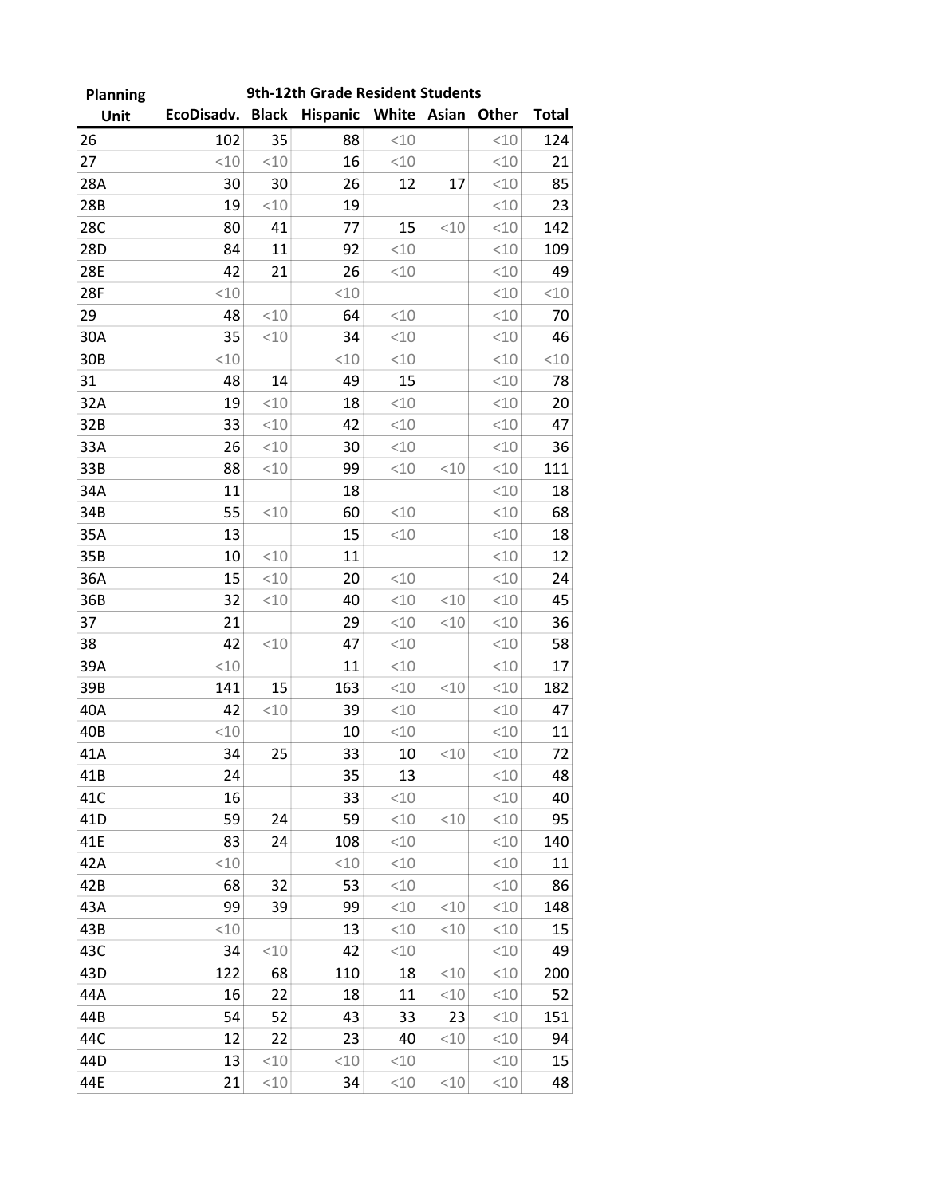| Planning Unit | 9th-12th Grade Resident Students | | | | | | |
|---|---|---|---|---|---|---|---|
| | EcoDisadv. | Black | Hispanic | White | Asian | Other | Total |
| 26 | 102 | 35 | 88 | <10 | | <10 | 124 |
| 27 | <10 | <10 | 16 | <10 | | <10 | 21 |
| 28A | 30 | 30 | 26 | 12 | 17 | <10 | 85 |
| 28B | 19 | <10 | 19 | | | <10 | 23 |
| 28C | 80 | 41 | 77 | 15 | <10 | <10 | 142 |
| 28D | 84 | 11 | 92 | <10 | | <10 | 109 |
| 28E | 42 | 21 | 26 | <10 | | <10 | 49 |
| 28F | <10 | | <10 | | | <10 | <10 |
| 29 | 48 | <10 | 64 | <10 | | <10 | 70 |
| 30A | 35 | <10 | 34 | <10 | | <10 | 46 |
| 30B | <10 | | <10 | <10 | | <10 | <10 |
| 31 | 48 | 14 | 49 | 15 | | <10 | 78 |
| 32A | 19 | <10 | 18 | <10 | | <10 | 20 |
| 32B | 33 | <10 | 42 | <10 | | <10 | 47 |
| 33A | 26 | <10 | 30 | <10 | | <10 | 36 |
| 33B | 88 | <10 | 99 | <10 | <10 | <10 | 111 |
| 34A | 11 | | 18 | | | <10 | 18 |
| 34B | 55 | <10 | 60 | <10 | | <10 | 68 |
| 35A | 13 | | 15 | <10 | | <10 | 18 |
| 35B | 10 | <10 | 11 | | | <10 | 12 |
| 36A | 15 | <10 | 20 | <10 | | <10 | 24 |
| 36B | 32 | <10 | 40 | <10 | <10 | <10 | 45 |
| 37 | 21 | | 29 | <10 | <10 | <10 | 36 |
| 38 | 42 | <10 | 47 | <10 | | <10 | 58 |
| 39A | <10 | | 11 | <10 | | <10 | 17 |
| 39B | 141 | 15 | 163 | <10 | <10 | <10 | 182 |
| 40A | 42 | <10 | 39 | <10 | | <10 | 47 |
| 40B | <10 | | 10 | <10 | | <10 | 11 |
| 41A | 34 | 25 | 33 | 10 | <10 | <10 | 72 |
| 41B | 24 | | 35 | 13 | | <10 | 48 |
| 41C | 16 | | 33 | <10 | | <10 | 40 |
| 41D | 59 | 24 | 59 | <10 | <10 | <10 | 95 |
| 41E | 83 | 24 | 108 | <10 | | <10 | 140 |
| 42A | <10 | | <10 | <10 | | <10 | 11 |
| 42B | 68 | 32 | 53 | <10 | | <10 | 86 |
| 43A | 99 | 39 | 99 | <10 | <10 | <10 | 148 |
| 43B | <10 | | 13 | <10 | <10 | <10 | 15 |
| 43C | 34 | <10 | 42 | <10 | | <10 | 49 |
| 43D | 122 | 68 | 110 | 18 | <10 | <10 | 200 |
| 44A | 16 | 22 | 18 | 11 | <10 | <10 | 52 |
| 44B | 54 | 52 | 43 | 33 | 23 | <10 | 151 |
| 44C | 12 | 22 | 23 | 40 | <10 | <10 | 94 |
| 44D | 13 | <10 | <10 | <10 | | <10 | 15 |
| 44E | 21 | <10 | 34 | <10 | <10 | <10 | 48 |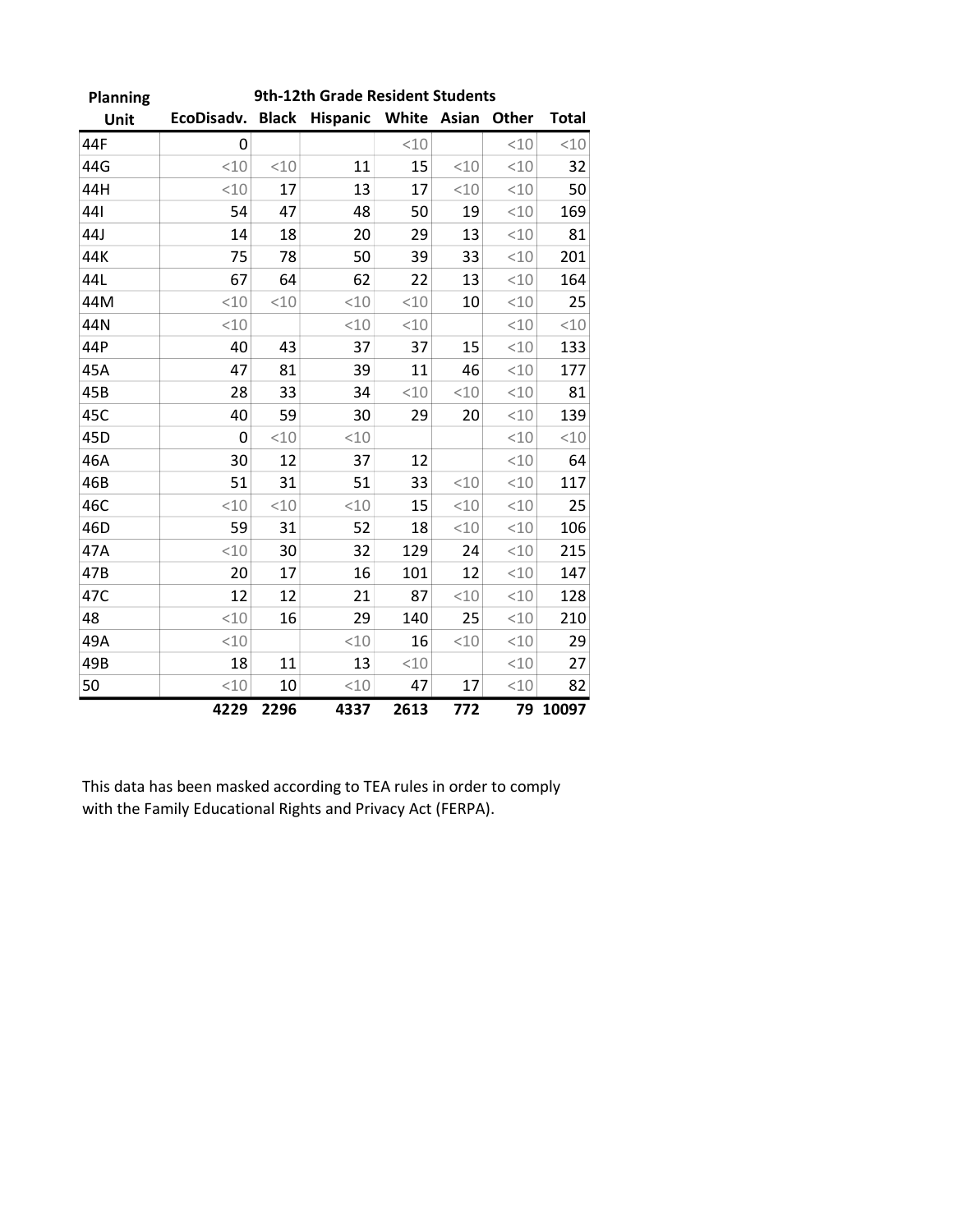| Planning Unit | 9th-12th Grade Resident Students | | | | | | |
|---|---|---|---|---|---|---|---|
| | EcoDisadv. | Black | Hispanic | White | Asian | Other | Total |
| 44F | 0 | | | <10 | | <10 | <10 |
| 44G | <10 | <10 | 11 | 15 | <10 | <10 | 32 |
| 44H | <10 | 17 | 13 | 17 | <10 | <10 | 50 |
| 44I | 54 | 47 | 48 | 50 | 19 | <10 | 169 |
| 44J | 14 | 18 | 20 | 29 | 13 | <10 | 81 |
| 44K | 75 | 78 | 50 | 39 | 33 | <10 | 201 |
| 44L | 67 | 64 | 62 | 22 | 13 | <10 | 164 |
| 44M | <10 | <10 | <10 | <10 | 10 | <10 | 25 |
| 44N | <10 | | <10 | <10 | | <10 | <10 |
| 44P | 40 | 43 | 37 | 37 | 15 | <10 | 133 |
| 45A | 47 | 81 | 39 | 11 | 46 | <10 | 177 |
| 45B | 28 | 33 | 34 | <10 | <10 | <10 | 81 |
| 45C | 40 | 59 | 30 | 29 | 20 | <10 | 139 |
| 45D | 0 | <10 | <10 | | | <10 | <10 |
| 46A | 30 | 12 | 37 | 12 | | <10 | 64 |
| 46B | 51 | 31 | 51 | 33 | <10 | <10 | 117 |
| 46C | <10 | <10 | <10 | 15 | <10 | <10 | 25 |
| 46D | 59 | 31 | 52 | 18 | <10 | <10 | 106 |
| 47A | <10 | 30 | 32 | 129 | 24 | <10 | 215 |
| 47B | 20 | 17 | 16 | 101 | 12 | <10 | 147 |
| 47C | 12 | 12 | 21 | 87 | <10 | <10 | 128 |
| 48 | <10 | 16 | 29 | 140 | 25 | <10 | 210 |
| 49A | <10 | | <10 | 16 | <10 | <10 | 29 |
| 49B | 18 | 11 | 13 | <10 | | <10 | 27 |
| 50 | <10 | 10 | <10 | 47 | 17 | <10 | 82 |
| | **4229** | **2296** | **4337** | **2613** | **772** | **79** | **10097** |

This data has been masked according to TEA rules in order to comply with the Family Educational Rights and Privacy Act (FERPA).